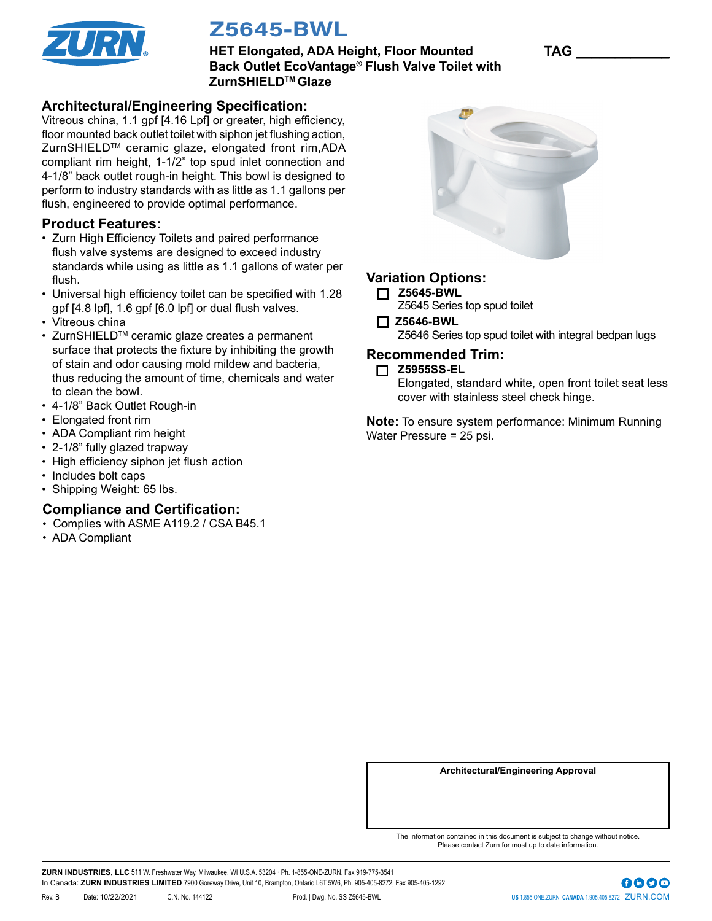# Z5645-BWL

**HET Elongated, ADA Height, Floor Mounted Back Outlet EcoVantage® Flush Valve Toilet with ZurnSHIELD™ Glaze**

**TAG** ___________

## Architectural/Engineering Specification:

Vitreous china, 1.1 gpf [4.16 Lpf] or greater, high efficiency, floor mounted back outlet toilet with siphon jet flushing action, ZurnSHIELD™ ceramic glaze, elongated front rim,ADA compliant rim height, 1-1/2" top spud inlet connection and 4-1/8" back outlet rough-in height. This bowl is designed to perform to industry standards with as little as 1.1 gallons per flush, engineered to provide optimal performance.

## Product Features:

- Zurn High Efficiency Toilets and paired performance flush valve systems are designed to exceed industry standards while using as little as 1.1 gallons of water per flush.
- Universal high efficiency toilet can be specified with 1.28 gpf [4.8 lpf], 1.6 gpf [6.0 lpf] or dual flush valves.
- Vitreous china
- ZurnSHIELD™ ceramic glaze creates a permanent surface that protects the fixture by inhibiting the growth of stain and odor causing mold mildew and bacteria, thus reducing the amount of time, chemicals and water to clean the bowl.
- 4-1/8" Back Outlet Rough-in
- Elongated front rim
- ADA Compliant rim height
- 2-1/8" fully glazed trapway
- High efficiency siphon jet flush action
- Includes bolt caps
- Shipping Weight: 65 lbs.

## Compliance and Certification:

- Complies with ASME A119.2 / CSA B45.1
- ADA Compliant

## Variation Options:

- ☐ **Z5645-BWL**
  Z5645 Series top spud toilet
- ☐ **Z5646-BWL**
  Z5646 Series top spud toilet with integral bedpan lugs

## Recommended Trim:

- ☐ **Z5955SS-EL**
  Elongated, standard white, open front toilet seat less cover with stainless steel check hinge.

**Note:** To ensure system performance: Minimum Running Water Pressure = 25 psi.

**Architectural/Engineering Approval**

The information contained in this document is subject to change without notice. Please contact Zurn for most up to date information.

**ZURN INDUSTRIES, LLC** 511 W. Freshwater Way, Milwaukee, WI U.S.A. 53204 · Ph. 1-855-ONE-ZURN, Fax 919-775-3541
In Canada: **ZURN INDUSTRIES LIMITED** 7900 Goreway Drive, Unit 10, Brampton, Ontario L6T 5W6, Ph. 905-405-8272, Fax 905-405-1292

Rev. B  Date: 10/22/2021  C.N. No. 144122  Prod. | Dwg. No. SS Z5645-BWL

US 1.855.ONE.ZURN CANADA 1.905.405.8272 ZURN.COM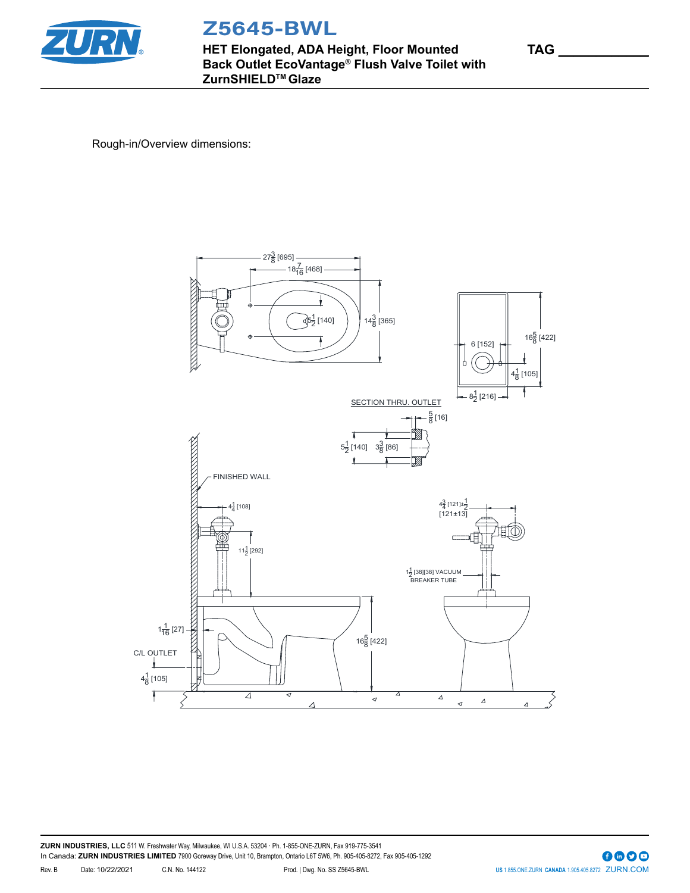# Z5645-BWL

**HET Elongated, ADA Height, Floor Mounted Back Outlet EcoVantage® Flush Valve Toilet with ZurnSHIELD™ Glaze**

**TAG** ____________

Rough-in/Overview dimensions:

27 3/8 [695]
18 7/16 [468]
5 1/2 [140]
14 3/8 [365]
16 5/8 [422]
6 [152]
4 1/8 [105]
8 1/2 [216]

SECTION THRU. OUTLET
5/8 [16]
5 1/2 [140]
3 3/8 [86]

FINISHED WALL
4 1/4 [108]
11 1/2 [292]
4 3/4 [121]±1/2 [121±13]
1 1/2 [38][38] VACUUM BREAKER TUBE
1 1/16 [27]
C/L OUTLET
4 1/8 [105]
16 5/8 [422]

**ZURN INDUSTRIES, LLC** 511 W. Freshwater Way, Milwaukee, WI U.S.A. 53204 · Ph. 1-855-ONE-ZURN, Fax 919-775-3541
In Canada: **ZURN INDUSTRIES LIMITED** 7900 Goreway Drive, Unit 10, Brampton, Ontario L6T 5W6, Ph. 905-405-8272, Fax 905-405-1292

Rev. B Date: 10/22/2021 C.N. No. 144122 Prod. | Dwg. No. SS Z5645-BWL

US 1.855.ONE.ZURN CANADA 1.905.405.8272 ZURN.COM